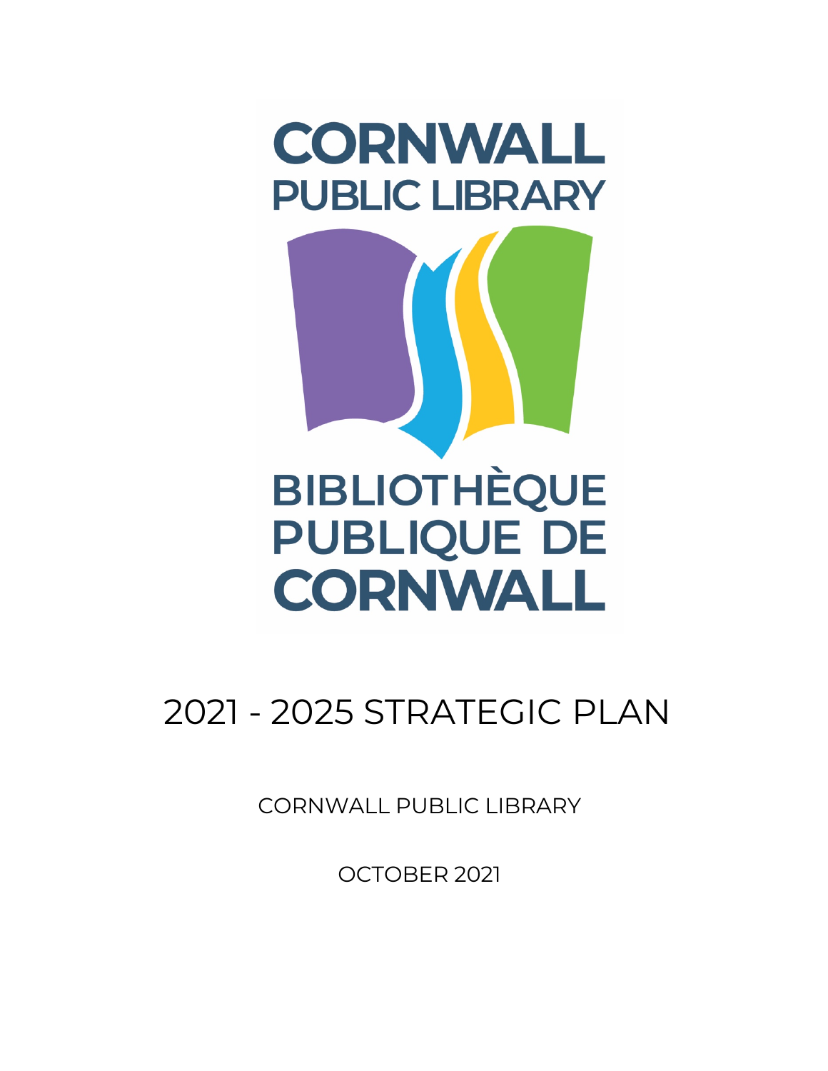CORNWALL PUBLIC LIBRARY

BIBLIOTHÈQUE PUBLIQUE DE CORNWALL

# 2021 - 2025 STRATEGIC PLAN

CORNWALL PUBLIC LIBRARY

OCTOBER 2021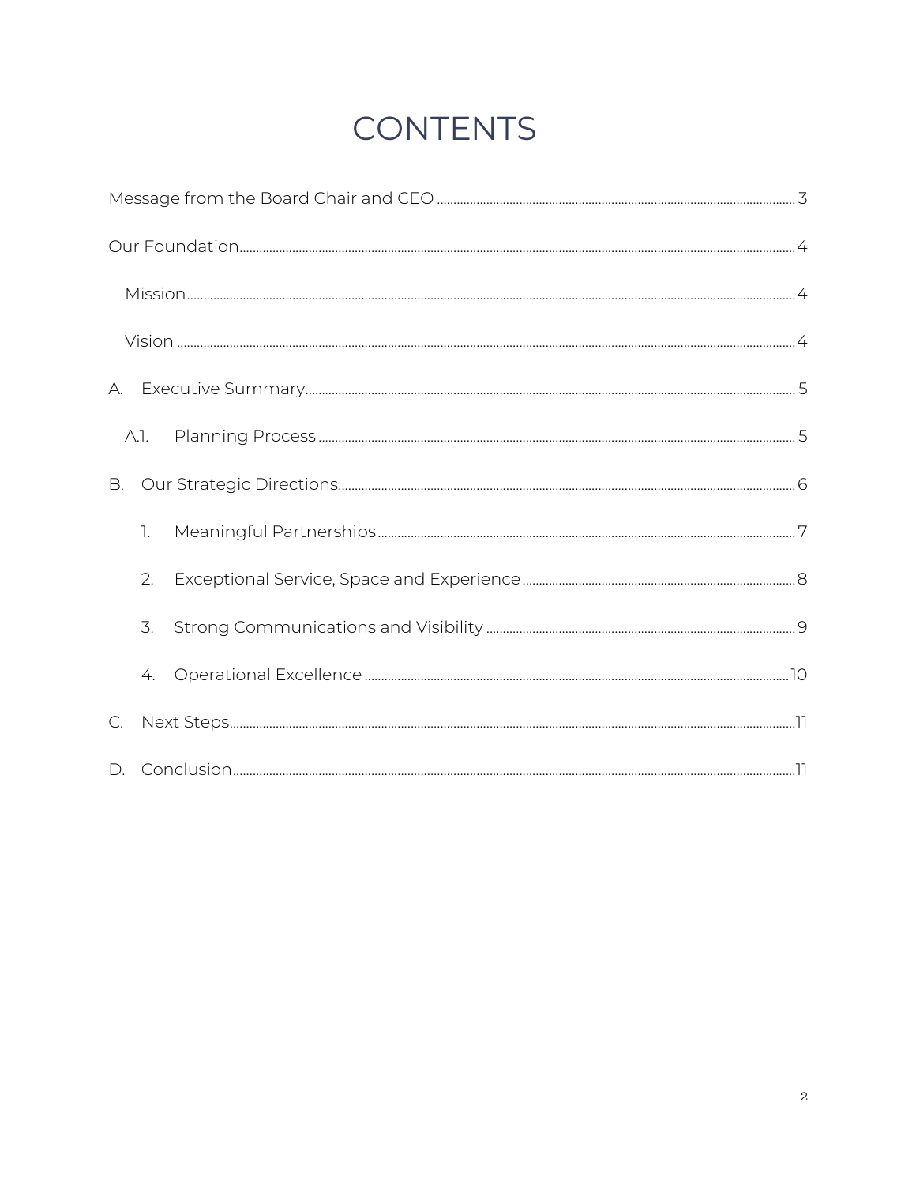# CONTENTS

Message from the Board Chair and CEO ........ 3

Our Foundation ........ 4

- Mission ........ 4
- Vision ........ 4

A. Executive Summary ........ 5

- A.1. Planning Process ........ 5

B. Our Strategic Directions ........ 6

1. Meaningful Partnerships ........ 7
2. Exceptional Service, Space and Experience ........ 8
3. Strong Communications and Visibility ........ 9
4. Operational Excellence ........ 10

C. Next Steps ........ 11

D. Conclusion ........ 11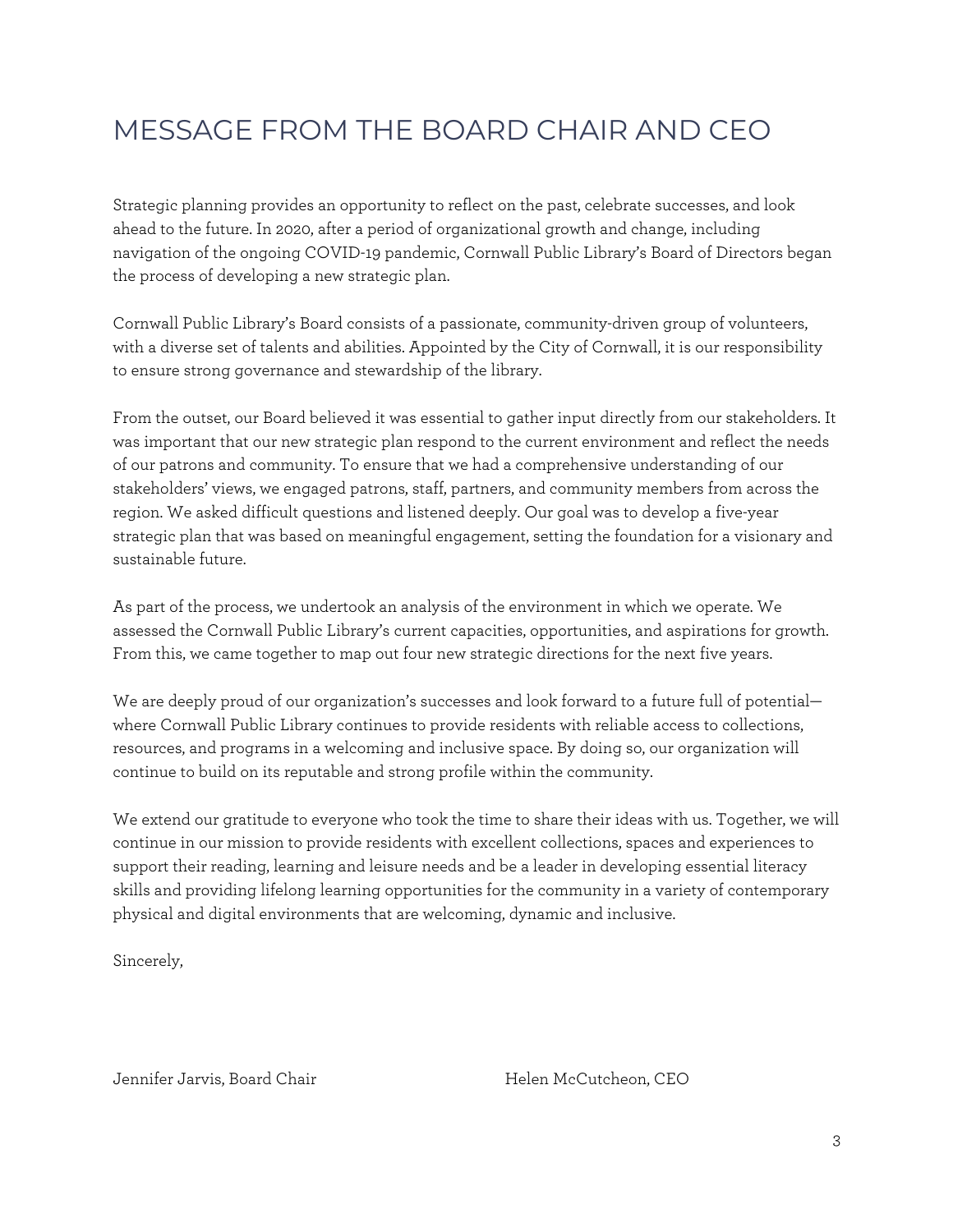# MESSAGE FROM THE BOARD CHAIR AND CEO

Strategic planning provides an opportunity to reflect on the past, celebrate successes, and look ahead to the future. In 2020, after a period of organizational growth and change, including navigation of the ongoing COVID-19 pandemic, Cornwall Public Library's Board of Directors began the process of developing a new strategic plan.

Cornwall Public Library's Board consists of a passionate, community-driven group of volunteers, with a diverse set of talents and abilities. Appointed by the City of Cornwall, it is our responsibility to ensure strong governance and stewardship of the library.

From the outset, our Board believed it was essential to gather input directly from our stakeholders. It was important that our new strategic plan respond to the current environment and reflect the needs of our patrons and community. To ensure that we had a comprehensive understanding of our stakeholders' views, we engaged patrons, staff, partners, and community members from across the region. We asked difficult questions and listened deeply. Our goal was to develop a five-year strategic plan that was based on meaningful engagement, setting the foundation for a visionary and sustainable future.

As part of the process, we undertook an analysis of the environment in which we operate. We assessed the Cornwall Public Library's current capacities, opportunities, and aspirations for growth. From this, we came together to map out four new strategic directions for the next five years.

We are deeply proud of our organization's successes and look forward to a future full of potential—where Cornwall Public Library continues to provide residents with reliable access to collections, resources, and programs in a welcoming and inclusive space. By doing so, our organization will continue to build on its reputable and strong profile within the community.

We extend our gratitude to everyone who took the time to share their ideas with us. Together, we will continue in our mission to provide residents with excellent collections, spaces and experiences to support their reading, learning and leisure needs and be a leader in developing essential literacy skills and providing lifelong learning opportunities for the community in a variety of contemporary physical and digital environments that are welcoming, dynamic and inclusive.

Sincerely,

Jennifer Jarvis, Board Chair

Helen McCutcheon, CEO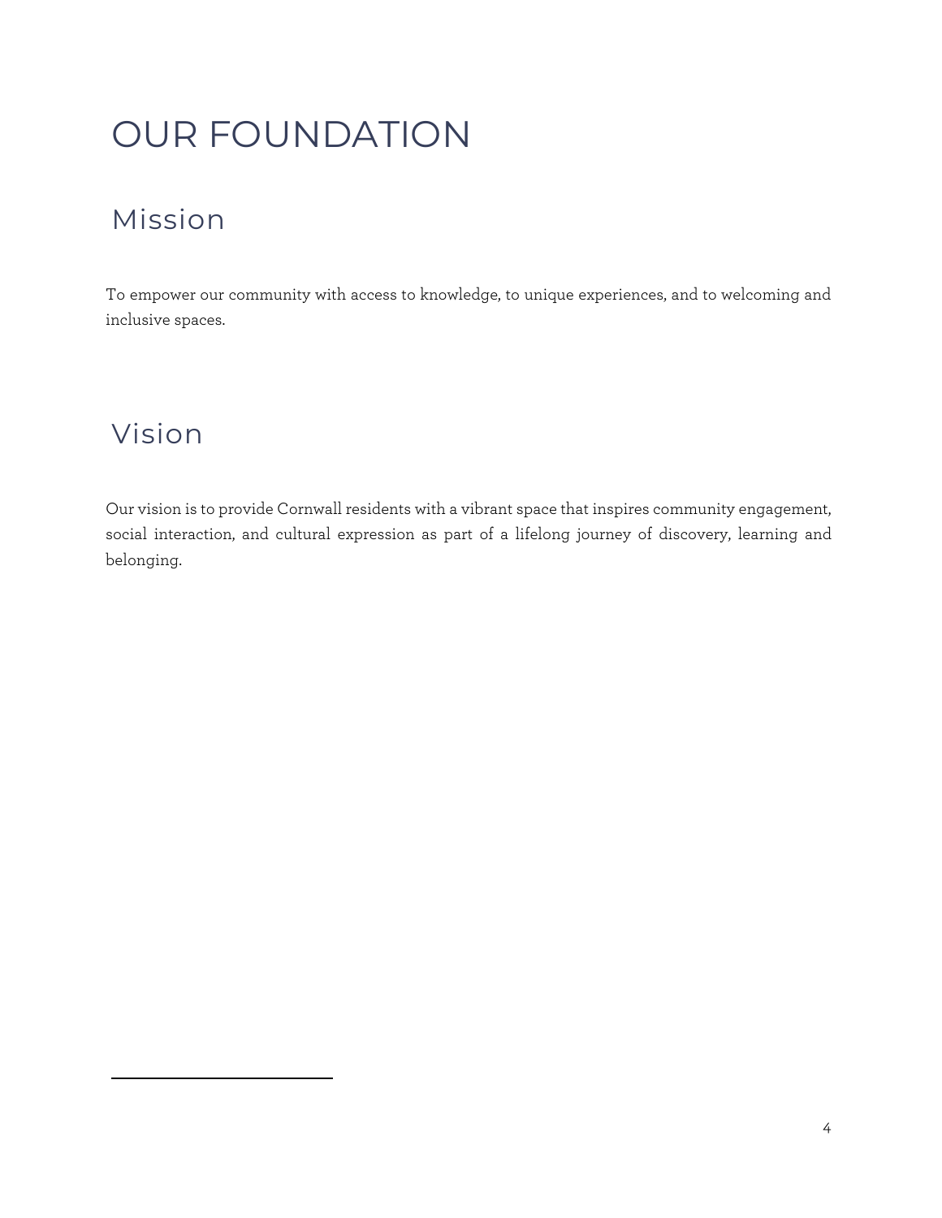# OUR FOUNDATION

## Mission

To empower our community with access to knowledge, to unique experiences, and to welcoming and inclusive spaces.

## Vision

Our vision is to provide Cornwall residents with a vibrant space that inspires community engagement, social interaction, and cultural expression as part of a lifelong journey of discovery, learning and belonging.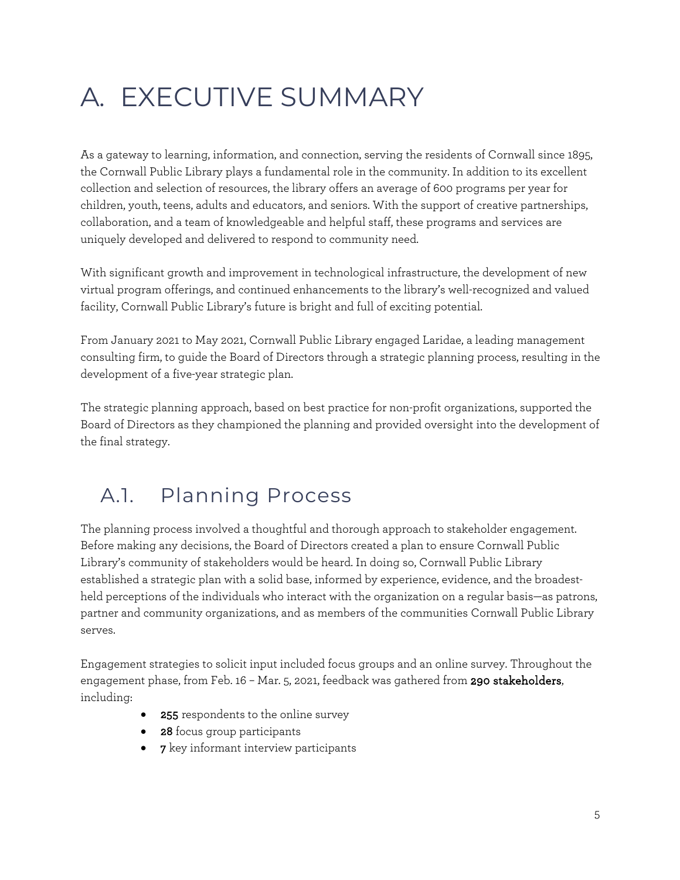# A. EXECUTIVE SUMMARY

As a gateway to learning, information, and connection, serving the residents of Cornwall since 1895, the Cornwall Public Library plays a fundamental role in the community. In addition to its excellent collection and selection of resources, the library offers an average of 600 programs per year for children, youth, teens, adults and educators, and seniors. With the support of creative partnerships, collaboration, and a team of knowledgeable and helpful staff, these programs and services are uniquely developed and delivered to respond to community need.

With significant growth and improvement in technological infrastructure, the development of new virtual program offerings, and continued enhancements to the library's well-recognized and valued facility, Cornwall Public Library's future is bright and full of exciting potential.

From January 2021 to May 2021, Cornwall Public Library engaged Laridae, a leading management consulting firm, to guide the Board of Directors through a strategic planning process, resulting in the development of a five-year strategic plan.

The strategic planning approach, based on best practice for non-profit organizations, supported the Board of Directors as they championed the planning and provided oversight into the development of the final strategy.

## A.1. Planning Process

The planning process involved a thoughtful and thorough approach to stakeholder engagement. Before making any decisions, the Board of Directors created a plan to ensure Cornwall Public Library's community of stakeholders would be heard. In doing so, Cornwall Public Library established a strategic plan with a solid base, informed by experience, evidence, and the broadest-held perceptions of the individuals who interact with the organization on a regular basis—as patrons, partner and community organizations, and as members of the communities Cornwall Public Library serves.

Engagement strategies to solicit input included focus groups and an online survey. Throughout the engagement phase, from Feb. 16 – Mar. 5, 2021, feedback was gathered from **290 stakeholders**, including:

- **255** respondents to the online survey
- **28** focus group participants
- **7** key informant interview participants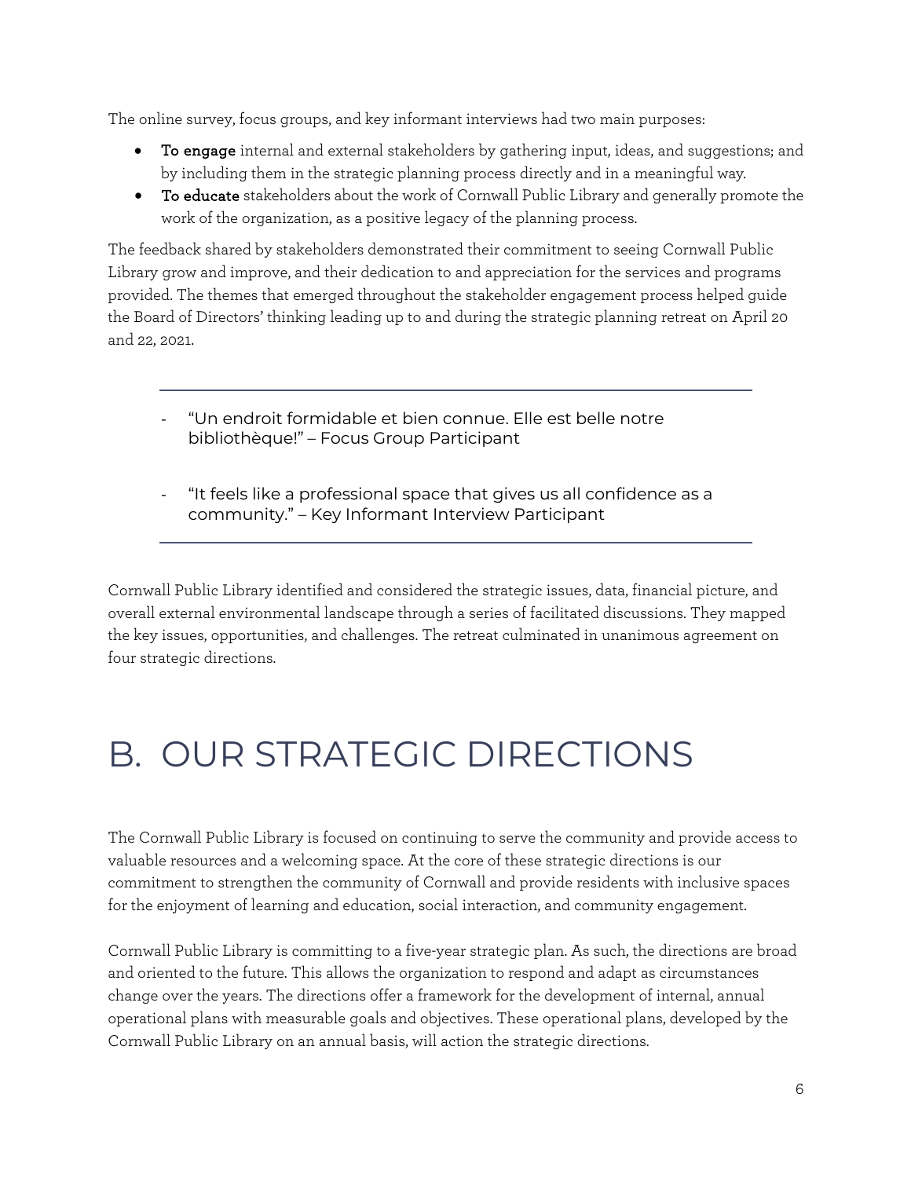The online survey, focus groups, and key informant interviews had two main purposes:

- **To engage** internal and external stakeholders by gathering input, ideas, and suggestions; and by including them in the strategic planning process directly and in a meaningful way.
- **To educate** stakeholders about the work of Cornwall Public Library and generally promote the work of the organization, as a positive legacy of the planning process.

The feedback shared by stakeholders demonstrated their commitment to seeing Cornwall Public Library grow and improve, and their dedication to and appreciation for the services and programs provided. The themes that emerged throughout the stakeholder engagement process helped guide the Board of Directors' thinking leading up to and during the strategic planning retreat on April 20 and 22, 2021.

---

- "Un endroit formidable et bien connue. Elle est belle notre bibliothèque!" – Focus Group Participant

- "It feels like a professional space that gives us all confidence as a community." – Key Informant Interview Participant

---

Cornwall Public Library identified and considered the strategic issues, data, financial picture, and overall external environmental landscape through a series of facilitated discussions. They mapped the key issues, opportunities, and challenges. The retreat culminated in unanimous agreement on four strategic directions.

# B. OUR STRATEGIC DIRECTIONS

The Cornwall Public Library is focused on continuing to serve the community and provide access to valuable resources and a welcoming space. At the core of these strategic directions is our commitment to strengthen the community of Cornwall and provide residents with inclusive spaces for the enjoyment of learning and education, social interaction, and community engagement.

Cornwall Public Library is committing to a five-year strategic plan. As such, the directions are broad and oriented to the future. This allows the organization to respond and adapt as circumstances change over the years. The directions offer a framework for the development of internal, annual operational plans with measurable goals and objectives. These operational plans, developed by the Cornwall Public Library on an annual basis, will action the strategic directions.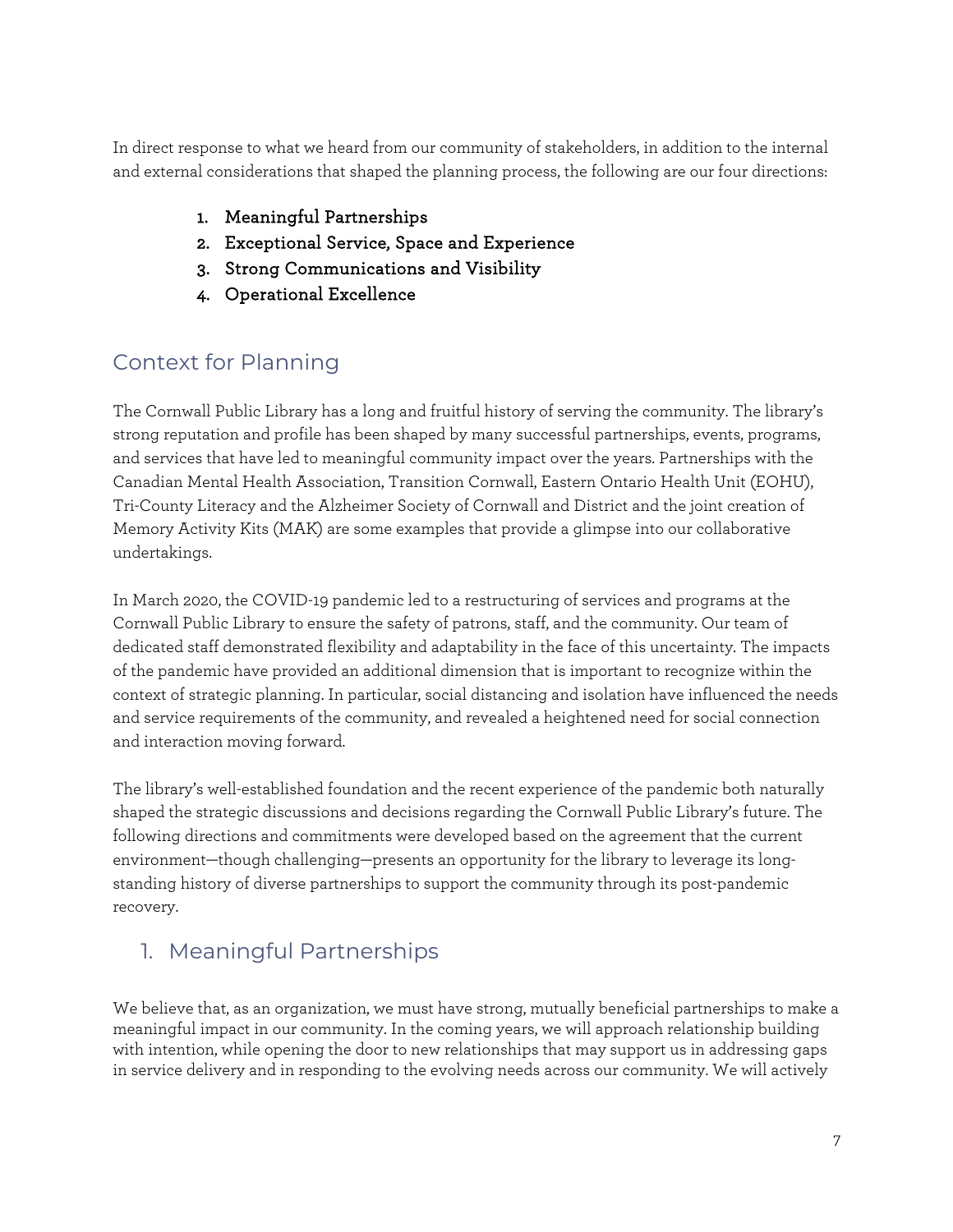In direct response to what we heard from our community of stakeholders, in addition to the internal and external considerations that shaped the planning process, the following are our four directions:

1. **Meaningful Partnerships**
2. **Exceptional Service, Space and Experience**
3. **Strong Communications and Visibility**
4. **Operational Excellence**

## Context for Planning

The Cornwall Public Library has a long and fruitful history of serving the community. The library's strong reputation and profile has been shaped by many successful partnerships, events, programs, and services that have led to meaningful community impact over the years. Partnerships with the Canadian Mental Health Association, Transition Cornwall, Eastern Ontario Health Unit (EOHU), Tri-County Literacy and the Alzheimer Society of Cornwall and District and the joint creation of Memory Activity Kits (MAK) are some examples that provide a glimpse into our collaborative undertakings.

In March 2020, the COVID-19 pandemic led to a restructuring of services and programs at the Cornwall Public Library to ensure the safety of patrons, staff, and the community. Our team of dedicated staff demonstrated flexibility and adaptability in the face of this uncertainty. The impacts of the pandemic have provided an additional dimension that is important to recognize within the context of strategic planning. In particular, social distancing and isolation have influenced the needs and service requirements of the community, and revealed a heightened need for social connection and interaction moving forward.

The library's well-established foundation and the recent experience of the pandemic both naturally shaped the strategic discussions and decisions regarding the Cornwall Public Library's future. The following directions and commitments were developed based on the agreement that the current environment—though challenging—presents an opportunity for the library to leverage its long-standing history of diverse partnerships to support the community through its post-pandemic recovery.

## 1. Meaningful Partnerships

We believe that, as an organization, we must have strong, mutually beneficial partnerships to make a meaningful impact in our community. In the coming years, we will approach relationship building with intention, while opening the door to new relationships that may support us in addressing gaps in service delivery and in responding to the evolving needs across our community. We will actively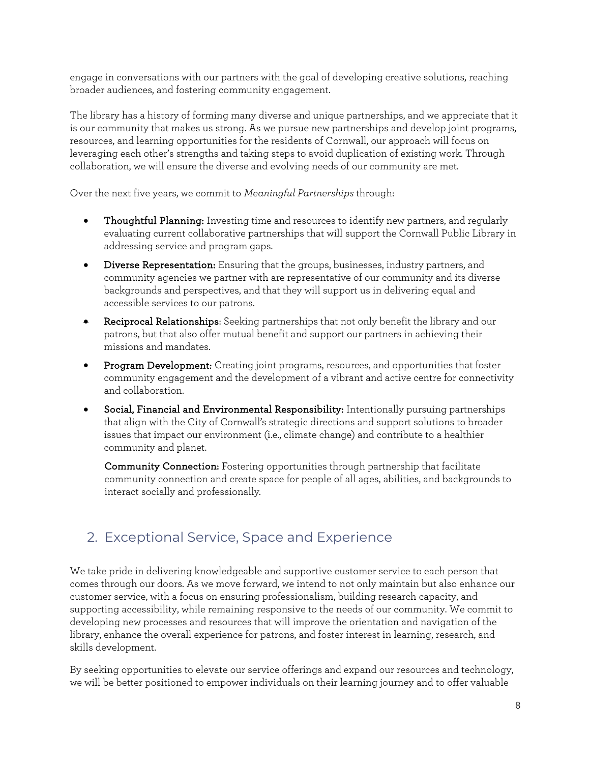engage in conversations with our partners with the goal of developing creative solutions, reaching broader audiences, and fostering community engagement.

The library has a history of forming many diverse and unique partnerships, and we appreciate that it is our community that makes us strong. As we pursue new partnerships and develop joint programs, resources, and learning opportunities for the residents of Cornwall, our approach will focus on leveraging each other's strengths and taking steps to avoid duplication of existing work. Through collaboration, we will ensure the diverse and evolving needs of our community are met.

Over the next five years, we commit to *Meaningful Partnerships* through:

- **Thoughtful Planning:** Investing time and resources to identify new partners, and regularly evaluating current collaborative partnerships that will support the Cornwall Public Library in addressing service and program gaps.
- **Diverse Representation:** Ensuring that the groups, businesses, industry partners, and community agencies we partner with are representative of our community and its diverse backgrounds and perspectives, and that they will support us in delivering equal and accessible services to our patrons.
- **Reciprocal Relationships**: Seeking partnerships that not only benefit the library and our patrons, but that also offer mutual benefit and support our partners in achieving their missions and mandates.
- **Program Development:** Creating joint programs, resources, and opportunities that foster community engagement and the development of a vibrant and active centre for connectivity and collaboration.
- **Social, Financial and Environmental Responsibility:** Intentionally pursuing partnerships that align with the City of Cornwall's strategic directions and support solutions to broader issues that impact our environment (i.e., climate change) and contribute to a healthier community and planet.

  **Community Connection:** Fostering opportunities through partnership that facilitate community connection and create space for people of all ages, abilities, and backgrounds to interact socially and professionally.

## 2. Exceptional Service, Space and Experience

We take pride in delivering knowledgeable and supportive customer service to each person that comes through our doors. As we move forward, we intend to not only maintain but also enhance our customer service, with a focus on ensuring professionalism, building research capacity, and supporting accessibility, while remaining responsive to the needs of our community. We commit to developing new processes and resources that will improve the orientation and navigation of the library, enhance the overall experience for patrons, and foster interest in learning, research, and skills development.

By seeking opportunities to elevate our service offerings and expand our resources and technology, we will be better positioned to empower individuals on their learning journey and to offer valuable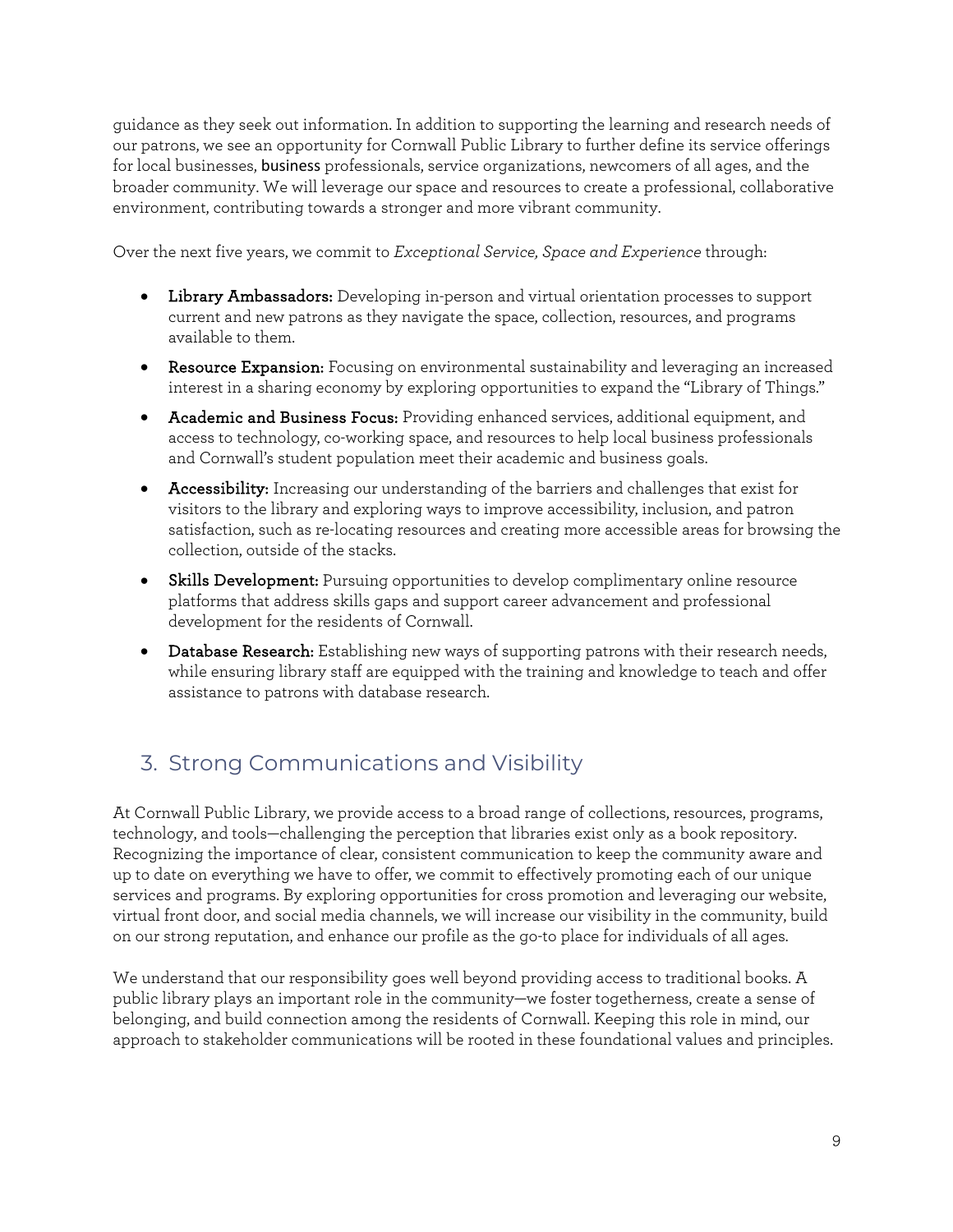guidance as they seek out information. In addition to supporting the learning and research needs of our patrons, we see an opportunity for Cornwall Public Library to further define its service offerings for local businesses, business professionals, service organizations, newcomers of all ages, and the broader community. We will leverage our space and resources to create a professional, collaborative environment, contributing towards a stronger and more vibrant community.

Over the next five years, we commit to *Exceptional Service, Space and Experience* through:

- **Library Ambassadors:** Developing in-person and virtual orientation processes to support current and new patrons as they navigate the space, collection, resources, and programs available to them.
- **Resource Expansion:** Focusing on environmental sustainability and leveraging an increased interest in a sharing economy by exploring opportunities to expand the "Library of Things."
- **Academic and Business Focus:** Providing enhanced services, additional equipment, and access to technology, co-working space, and resources to help local business professionals and Cornwall's student population meet their academic and business goals.
- **Accessibility:** Increasing our understanding of the barriers and challenges that exist for visitors to the library and exploring ways to improve accessibility, inclusion, and patron satisfaction, such as re-locating resources and creating more accessible areas for browsing the collection, outside of the stacks.
- **Skills Development:** Pursuing opportunities to develop complimentary online resource platforms that address skills gaps and support career advancement and professional development for the residents of Cornwall.
- **Database Research:** Establishing new ways of supporting patrons with their research needs, while ensuring library staff are equipped with the training and knowledge to teach and offer assistance to patrons with database research.

## 3. Strong Communications and Visibility

At Cornwall Public Library, we provide access to a broad range of collections, resources, programs, technology, and tools—challenging the perception that libraries exist only as a book repository. Recognizing the importance of clear, consistent communication to keep the community aware and up to date on everything we have to offer, we commit to effectively promoting each of our unique services and programs. By exploring opportunities for cross promotion and leveraging our website, virtual front door, and social media channels, we will increase our visibility in the community, build on our strong reputation, and enhance our profile as the go-to place for individuals of all ages.

We understand that our responsibility goes well beyond providing access to traditional books. A public library plays an important role in the community—we foster togetherness, create a sense of belonging, and build connection among the residents of Cornwall. Keeping this role in mind, our approach to stakeholder communications will be rooted in these foundational values and principles.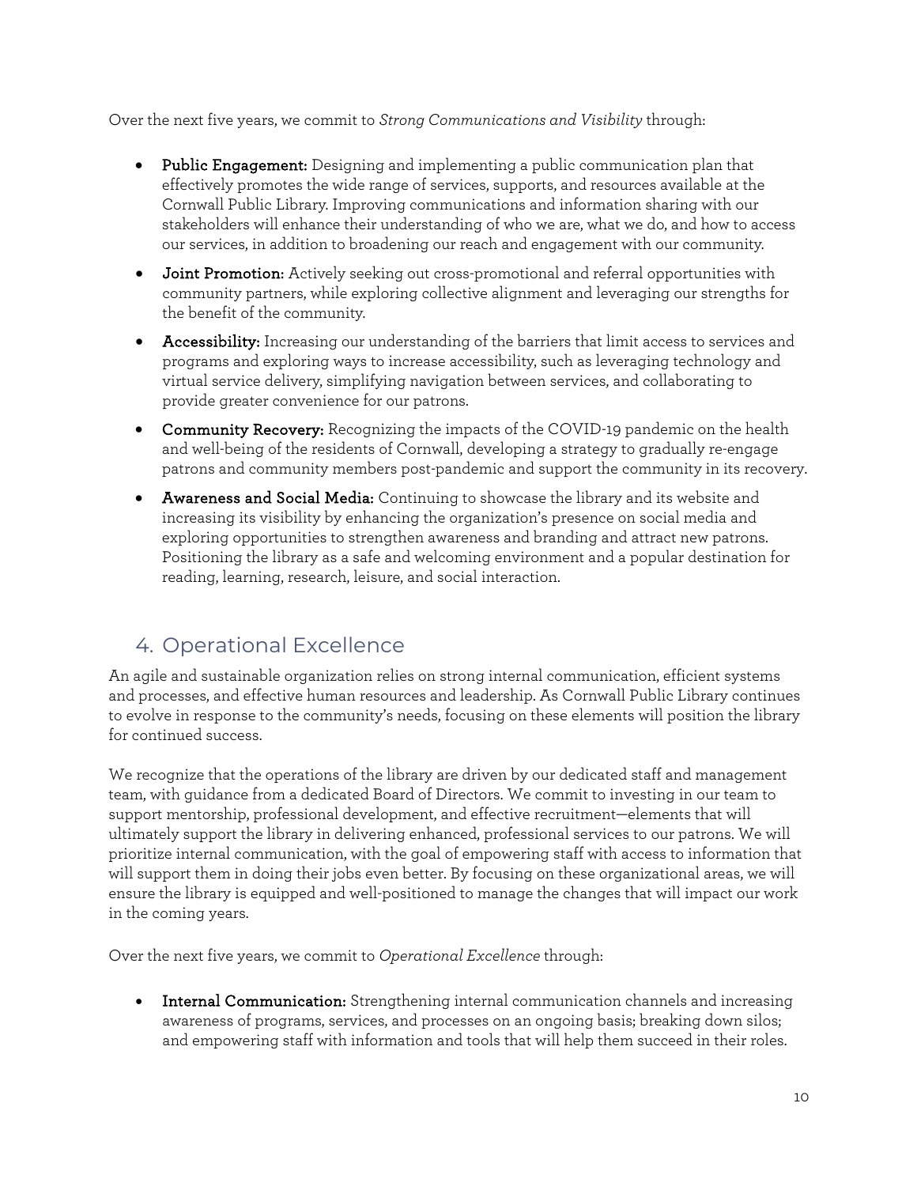Over the next five years, we commit to *Strong Communications and Visibility* through:

- **Public Engagement:** Designing and implementing a public communication plan that effectively promotes the wide range of services, supports, and resources available at the Cornwall Public Library. Improving communications and information sharing with our stakeholders will enhance their understanding of who we are, what we do, and how to access our services, in addition to broadening our reach and engagement with our community.
- **Joint Promotion:** Actively seeking out cross-promotional and referral opportunities with community partners, while exploring collective alignment and leveraging our strengths for the benefit of the community.
- **Accessibility:** Increasing our understanding of the barriers that limit access to services and programs and exploring ways to increase accessibility, such as leveraging technology and virtual service delivery, simplifying navigation between services, and collaborating to provide greater convenience for our patrons.
- **Community Recovery:** Recognizing the impacts of the COVID-19 pandemic on the health and well-being of the residents of Cornwall, developing a strategy to gradually re-engage patrons and community members post-pandemic and support the community in its recovery.
- **Awareness and Social Media:** Continuing to showcase the library and its website and increasing its visibility by enhancing the organization's presence on social media and exploring opportunities to strengthen awareness and branding and attract new patrons. Positioning the library as a safe and welcoming environment and a popular destination for reading, learning, research, leisure, and social interaction.

## 4. Operational Excellence

An agile and sustainable organization relies on strong internal communication, efficient systems and processes, and effective human resources and leadership. As Cornwall Public Library continues to evolve in response to the community's needs, focusing on these elements will position the library for continued success.

We recognize that the operations of the library are driven by our dedicated staff and management team, with guidance from a dedicated Board of Directors. We commit to investing in our team to support mentorship, professional development, and effective recruitment—elements that will ultimately support the library in delivering enhanced, professional services to our patrons. We will prioritize internal communication, with the goal of empowering staff with access to information that will support them in doing their jobs even better. By focusing on these organizational areas, we will ensure the library is equipped and well-positioned to manage the changes that will impact our work in the coming years.

Over the next five years, we commit to *Operational Excellence* through:

- **Internal Communication:** Strengthening internal communication channels and increasing awareness of programs, services, and processes on an ongoing basis; breaking down silos; and empowering staff with information and tools that will help them succeed in their roles.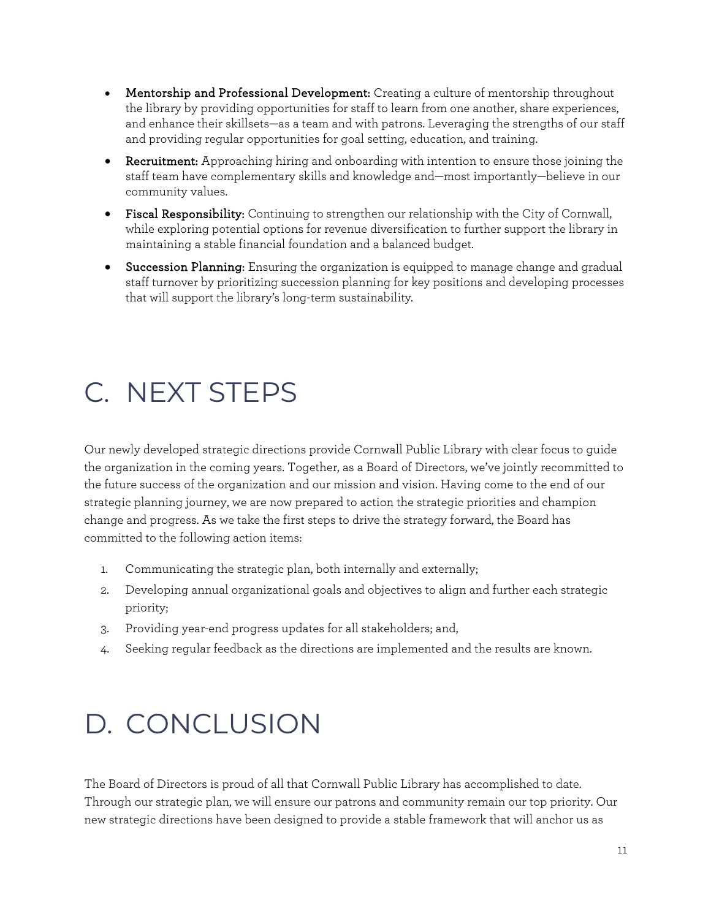- **Mentorship and Professional Development:** Creating a culture of mentorship throughout the library by providing opportunities for staff to learn from one another, share experiences, and enhance their skillsets—as a team and with patrons. Leveraging the strengths of our staff and providing regular opportunities for goal setting, education, and training.
- **Recruitment:** Approaching hiring and onboarding with intention to ensure those joining the staff team have complementary skills and knowledge and—most importantly—believe in our community values.
- **Fiscal Responsibility:** Continuing to strengthen our relationship with the City of Cornwall, while exploring potential options for revenue diversification to further support the library in maintaining a stable financial foundation and a balanced budget.
- **Succession Planning:** Ensuring the organization is equipped to manage change and gradual staff turnover by prioritizing succession planning for key positions and developing processes that will support the library's long-term sustainability.

# C. NEXT STEPS

Our newly developed strategic directions provide Cornwall Public Library with clear focus to guide the organization in the coming years. Together, as a Board of Directors, we've jointly recommitted to the future success of the organization and our mission and vision. Having come to the end of our strategic planning journey, we are now prepared to action the strategic priorities and champion change and progress. As we take the first steps to drive the strategy forward, the Board has committed to the following action items:

1. Communicating the strategic plan, both internally and externally;
2. Developing annual organizational goals and objectives to align and further each strategic priority;
3. Providing year-end progress updates for all stakeholders; and,
4. Seeking regular feedback as the directions are implemented and the results are known.

# D. CONCLUSION

The Board of Directors is proud of all that Cornwall Public Library has accomplished to date. Through our strategic plan, we will ensure our patrons and community remain our top priority. Our new strategic directions have been designed to provide a stable framework that will anchor us as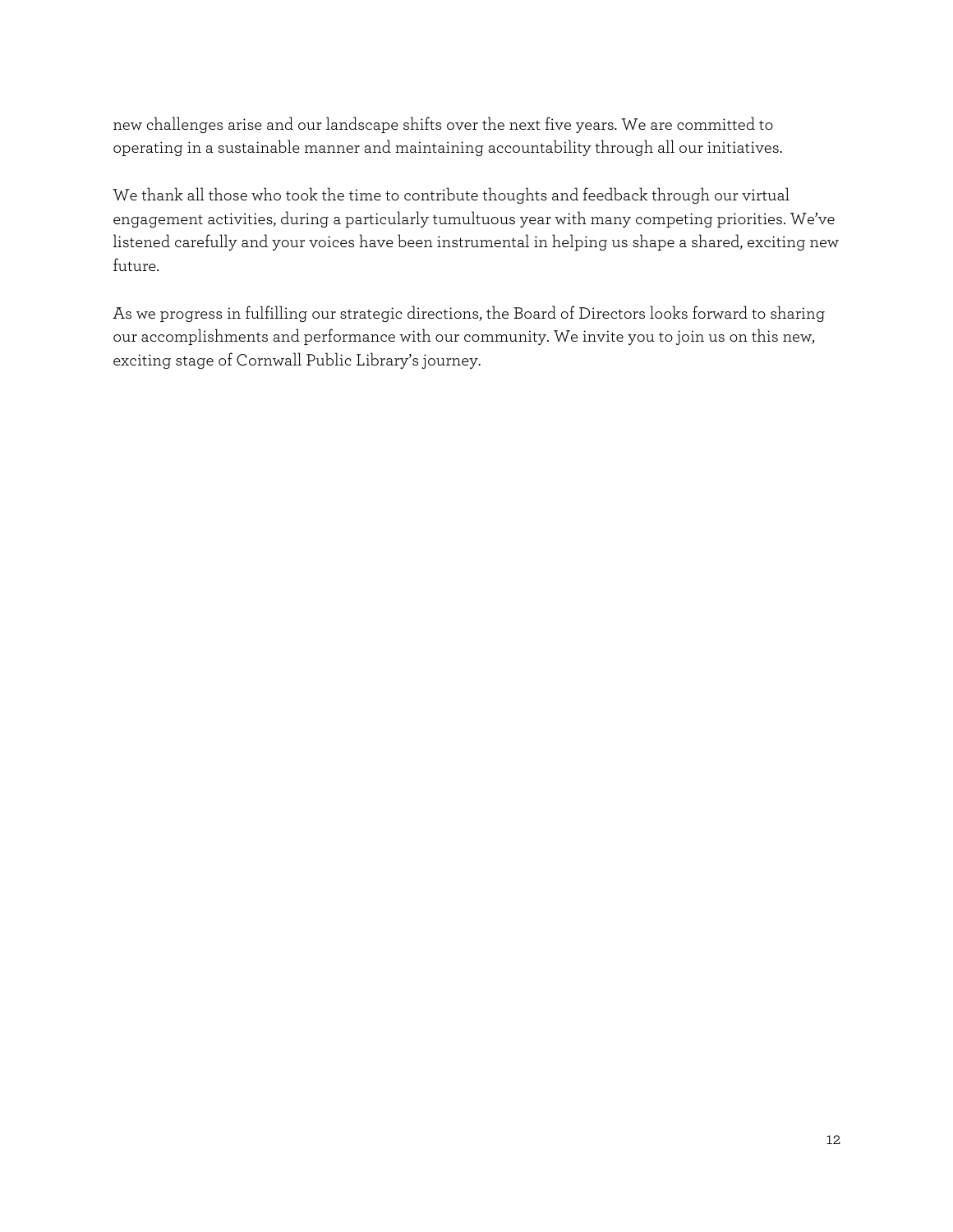new challenges arise and our landscape shifts over the next five years. We are committed to operating in a sustainable manner and maintaining accountability through all our initiatives.

We thank all those who took the time to contribute thoughts and feedback through our virtual engagement activities, during a particularly tumultuous year with many competing priorities. We've listened carefully and your voices have been instrumental in helping us shape a shared, exciting new future.

As we progress in fulfilling our strategic directions, the Board of Directors looks forward to sharing our accomplishments and performance with our community. We invite you to join us on this new, exciting stage of Cornwall Public Library's journey.